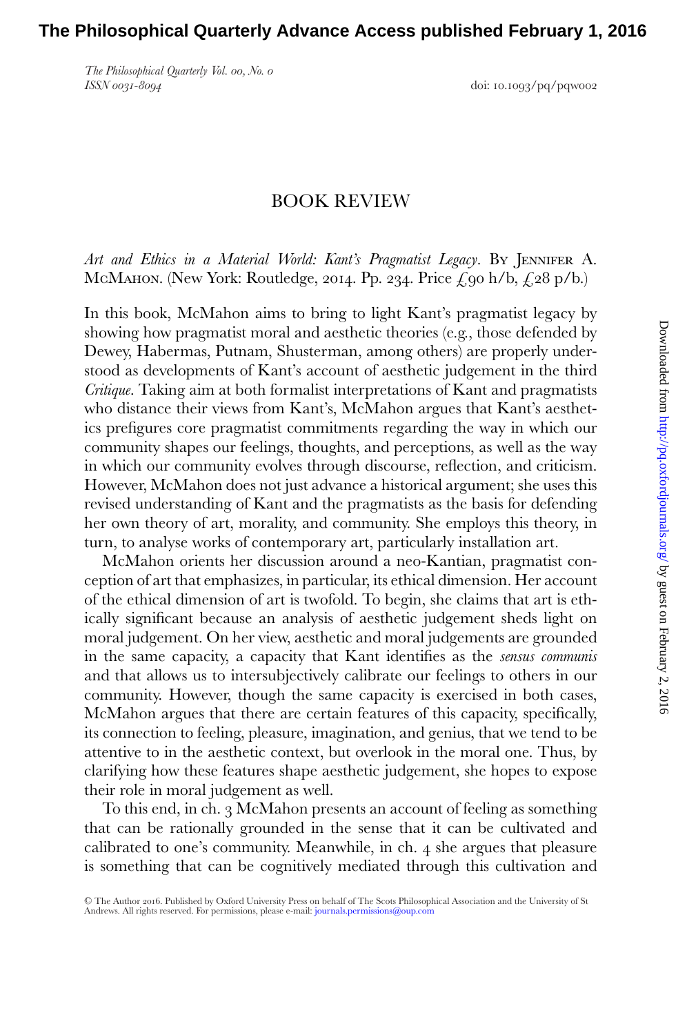# BOOK REVIEW

*Art and Ethics in a Material World: Kant's Pragmatist Legacy*. By Jennifer A. McMahon. (New York: Routledge, 2014. Pp. 234. Price £90 h/b, £28 p/b.)

In this book, McMahon aims to bring to light Kant's pragmatist legacy by showing how pragmatist moral and aesthetic theories (e.g., those defended by Dewey, Habermas, Putnam, Shusterman, among others) are properly understood as developments of Kant's account of aesthetic judgement in the third *Critique*. Taking aim at both formalist interpretations of Kant and pragmatists who distance their views from Kant's, McMahon argues that Kant's aesthetics prefigures core pragmatist commitments regarding the way in which our community shapes our feelings, thoughts, and perceptions, as well as the way in which our community evolves through discourse, reflection, and criticism. However, McMahon does not just advance a historical argument; she uses this revised understanding of Kant and the pragmatists as the basis for defending her own theory of art, morality, and community. She employs this theory, in turn, to analyse works of contemporary art, particularly installation art.

McMahon orients her discussion around a neo-Kantian, pragmatist conception of art that emphasizes, in particular, its ethical dimension. Her account of the ethical dimension of art is twofold. To begin, she claims that art is ethically significant because an analysis of aesthetic judgement sheds light on moral judgement. On her view, aesthetic and moral judgements are grounded in the same capacity, a capacity that Kant identifies as the *sensus communis* and that allows us to intersubjectively calibrate our feelings to others in our community. However, though the same capacity is exercised in both cases, McMahon argues that there are certain features of this capacity, specifically, its connection to feeling, pleasure, imagination, and genius, that we tend to be attentive to in the aesthetic context, but overlook in the moral one. Thus, by clarifying how these features shape aesthetic judgement, she hopes to expose their role in moral judgement as well.

To this end, in ch. 3 McMahon presents an account of feeling as something that can be rationally grounded in the sense that it can be cultivated and calibrated to one's community. Meanwhile, in ch. 4 she argues that pleasure is something that can be cognitively mediated through this cultivation and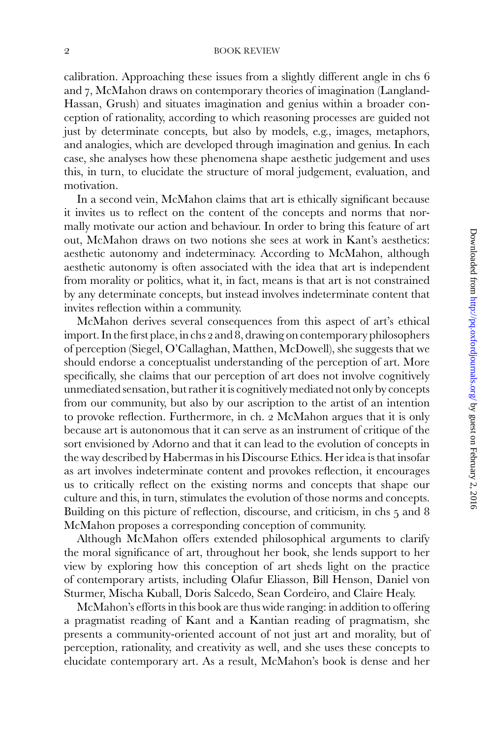calibration. Approaching these issues from a slightly different angle in chs 6 and 7, McMahon draws on contemporary theories of imagination (Langland-Hassan, Grush) and situates imagination and genius within a broader conception of rationality, according to which reasoning processes are guided not just by determinate concepts, but also by models, e.g., images, metaphors, and analogies, which are developed through imagination and genius. In each case, she analyses how these phenomena shape aesthetic judgement and uses this, in turn, to elucidate the structure of moral judgement, evaluation, and motivation.

In a second vein, McMahon claims that art is ethically significant because it invites us to reflect on the content of the concepts and norms that normally motivate our action and behaviour. In order to bring this feature of art out, McMahon draws on two notions she sees at work in Kant's aesthetics: aesthetic autonomy and indeterminacy. According to McMahon, although aesthetic autonomy is often associated with the idea that art is independent from morality or politics, what it, in fact, means is that art is not constrained by any determinate concepts, but instead involves indeterminate content that invites reflection within a community.

McMahon derives several consequences from this aspect of art's ethical import. In the first place, in chs 2 and 8, drawing on contemporary philosophers of perception (Siegel, O'Callaghan, Matthen, McDowell), she suggests that we should endorse a conceptualist understanding of the perception of art. More specifically, she claims that our perception of art does not involve cognitively unmediated sensation, but rather it is cognitively mediated not only by concepts from our community, but also by our ascription to the artist of an intention to provoke reflection. Furthermore, in ch. 2 McMahon argues that it is only because art is autonomous that it can serve as an instrument of critique of the sort envisioned by Adorno and that it can lead to the evolution of concepts in the way described by Habermas in his Discourse Ethics. Her idea is that insofar as art involves indeterminate content and provokes reflection, it encourages us to critically reflect on the existing norms and concepts that shape our culture and this, in turn, stimulates the evolution of those norms and concepts. Building on this picture of reflection, discourse, and criticism, in chs 5 and 8 McMahon proposes a corresponding conception of community.

Although McMahon offers extended philosophical arguments to clarify the moral significance of art, throughout her book, she lends support to her view by exploring how this conception of art sheds light on the practice of contemporary artists, including Olafur Eliasson, Bill Henson, Daniel von Sturmer, Mischa Kuball, Doris Salcedo, Sean Cordeiro, and Claire Healy.

McMahon's efforts in this book are thus wide ranging: in addition to offering a pragmatist reading of Kant and a Kantian reading of pragmatism, she presents a community-oriented account of not just art and morality, but of perception, rationality, and creativity as well, and she uses these concepts to elucidate contemporary art. As a result, McMahon's book is dense and her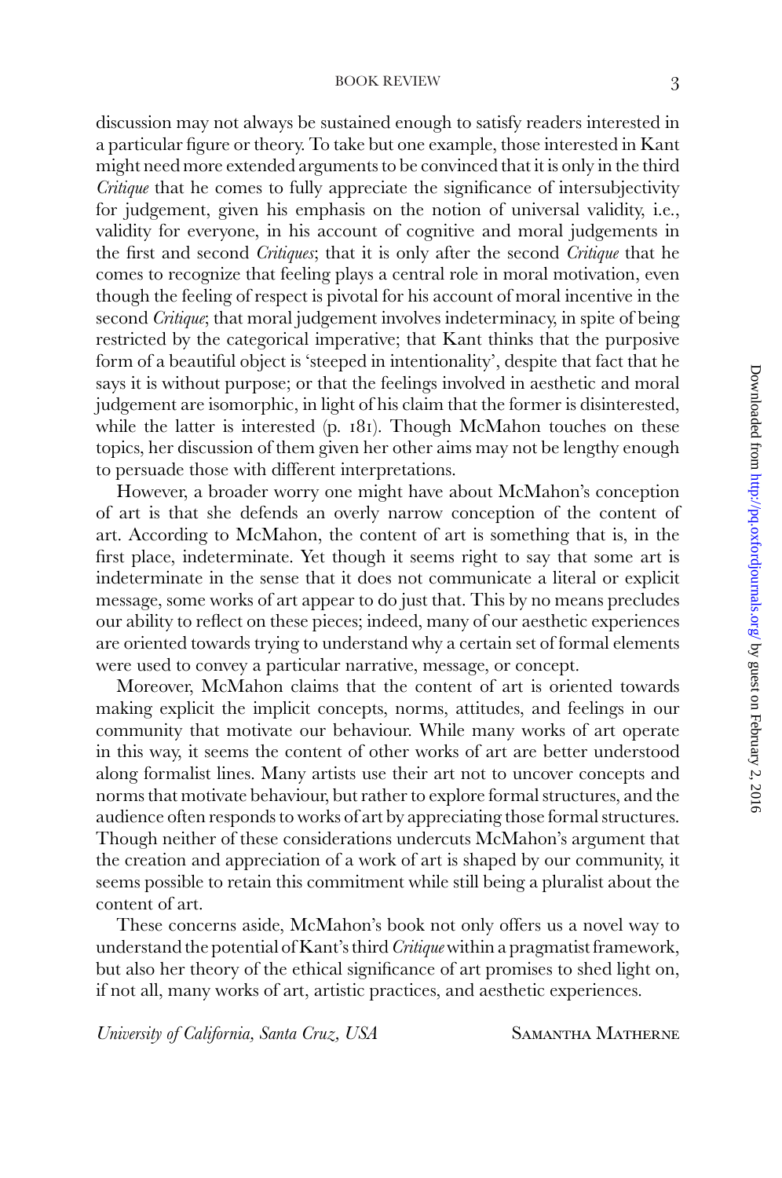discussion may not always be sustained enough to satisfy readers interested in a particular figure or theory. To take but one example, those interested in Kant might need more extended arguments to be convinced that it is only in the third *Critique* that he comes to fully appreciate the significance of intersubjectivity for judgement, given his emphasis on the notion of universal validity, i.e., validity for everyone, in his account of cognitive and moral judgements in the first and second *Critiques*; that it is only after the second *Critique* that he comes to recognize that feeling plays a central role in moral motivation, even though the feeling of respect is pivotal for his account of moral incentive in the second *Critique*; that moral judgement involves indeterminacy, in spite of being restricted by the categorical imperative; that Kant thinks that the purposive form of a beautiful object is 'steeped in intentionality', despite that fact that he says it is without purpose; or that the feelings involved in aesthetic and moral judgement are isomorphic, in light of his claim that the former is disinterested, while the latter is interested (p. 181). Though McMahon touches on these topics, her discussion of them given her other aims may not be lengthy enough to persuade those with different interpretations.

However, a broader worry one might have about McMahon's conception of art is that she defends an overly narrow conception of the content of art. According to McMahon, the content of art is something that is, in the first place, indeterminate. Yet though it seems right to say that some art is indeterminate in the sense that it does not communicate a literal or explicit message, some works of art appear to do just that. This by no means precludes our ability to reflect on these pieces; indeed, many of our aesthetic experiences are oriented towards trying to understand why a certain set of formal elements were used to convey a particular narrative, message, or concept.

Moreover, McMahon claims that the content of art is oriented towards making explicit the implicit concepts, norms, attitudes, and feelings in our community that motivate our behaviour. While many works of art operate in this way, it seems the content of other works of art are better understood along formalist lines. Many artists use their art not to uncover concepts and norms that motivate behaviour, but rather to explore formal structures, and the audience often responds to works of art by appreciating those formal structures. Though neither of these considerations undercuts McMahon's argument that the creation and appreciation of a work of art is shaped by our community, it seems possible to retain this commitment while still being a pluralist about the content of art.

These concerns aside, McMahon's book not only offers us a novel way to understand the potential of Kant's third *Critique* within a pragmatist framework, but also her theory of the ethical significance of art promises to shed light on, if not all, many works of art, artistic practices, and aesthetic experiences.

*University of California, Santa Cruz, USA* SAMANTHA MATHERNE